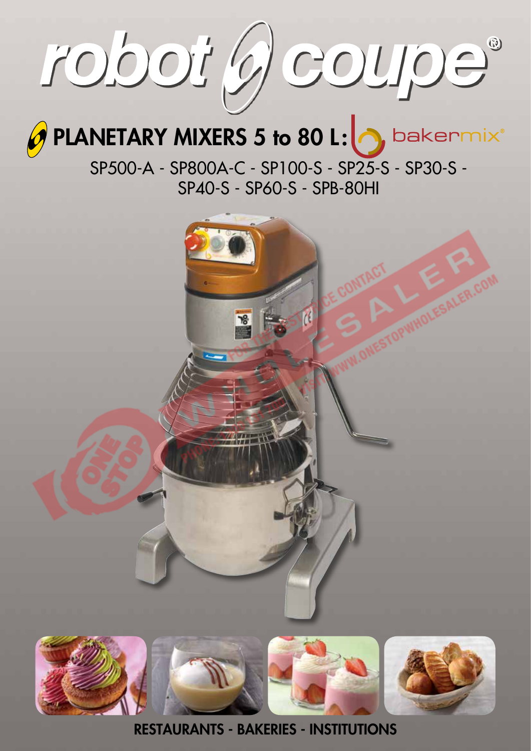# robot coupe®

## PLANETARY MIXERS 5 to 80 L: bakermix®

SP500-A - SP800A-C - SP100-S - SP25-S - SP30-S - SP40-S - SP60-S - SPB-80HI

RESTAURANTS - BAKERIES - INSTITUTIONS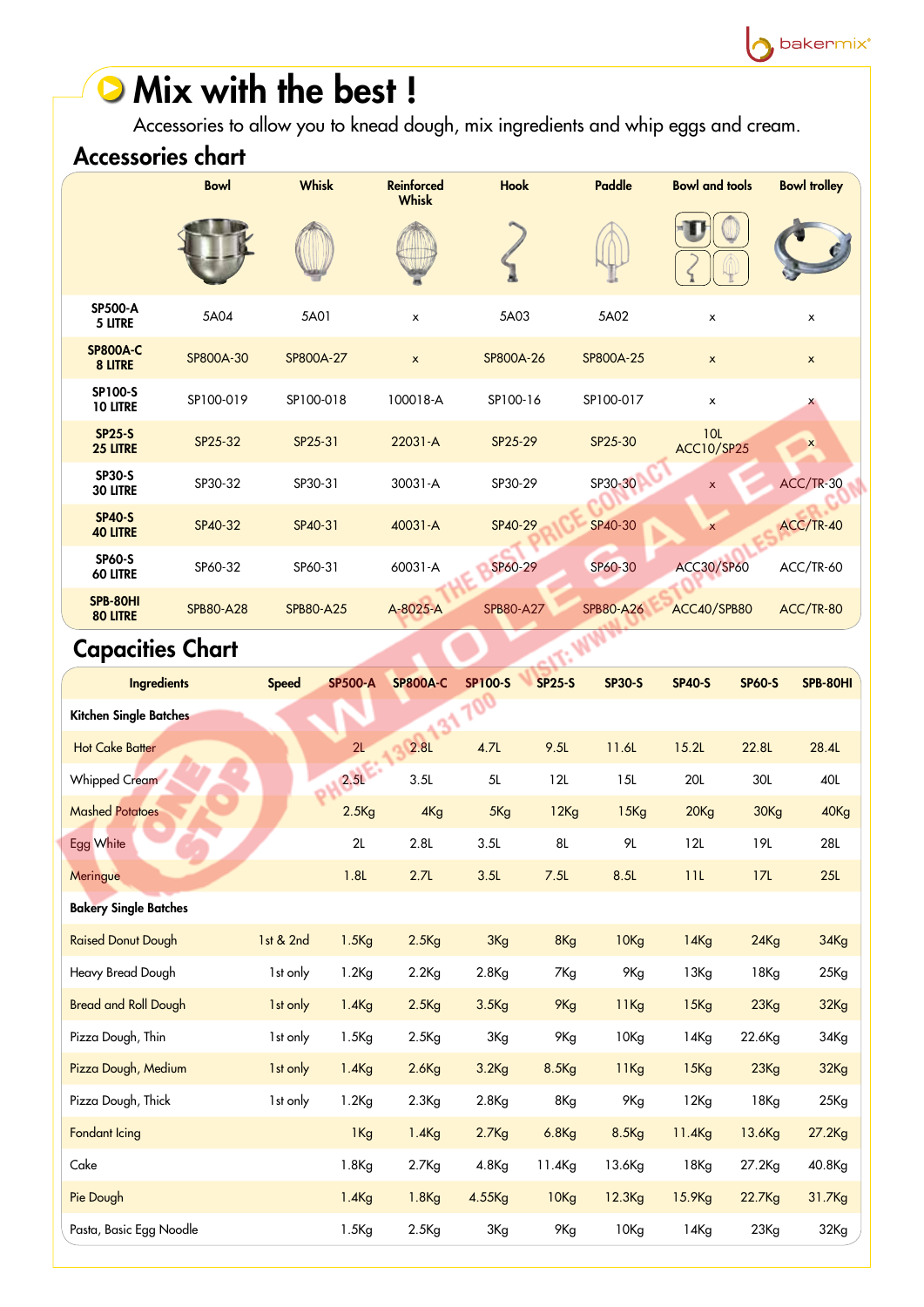# Mix with the best !

Accessories to allow you to knead dough, mix ingredients and whip eggs and cream.

## Accessories chart

| | Bowl | Whisk | Reinforced Whisk | Hook | Paddle | Bowl and tools | Bowl trolley |
|---|---|---|---|---|---|---|---|
| **SP500-A 5 LITRE** | 5A04 | 5A01 | x | 5A03 | 5A02 | x | x |
| **SP800A-C 8 LITRE** | SP800A-30 | SP800A-27 | x | SP800A-26 | SP800A-25 | x | x |
| **SP100-S 10 LITRE** | SP100-019 | SP100-018 | 100018-A | SP100-16 | SP100-017 | x | x |
| **SP25-S 25 LITRE** | SP25-32 | SP25-31 | 22031-A | SP25-29 | SP25-30 | 10L ACC10/SP25 | x |
| **SP30-S 30 LITRE** | SP30-32 | SP30-31 | 30031-A | SP30-29 | SP30-30 | x | ACC/TR-30 |
| **SP40-S 40 LITRE** | SP40-32 | SP40-31 | 40031-A | SP40-29 | SP40-30 | x | ACC/TR-40 |
| **SP60-S 60 LITRE** | SP60-32 | SP60-31 | 60031-A | SP60-29 | SP60-30 | ACC30/SP60 | ACC/TR-60 |
| **SPB-80HI 80 LITRE** | SPB80-A28 | SPB80-A25 | A-8025-A | SPB80-A27 | SPB80-A26 | ACC40/SPB80 | ACC/TR-80 |

## Capacities Chart

| Ingredients | Speed | SP500-A | SP800A-C | SP100-S | SP25-S | SP30-S | SP40-S | SP60-S | SPB-80HI |
|---|---|---|---|---|---|---|---|---|---|
| **Kitchen Single Batches** | | | | | | | | | |
| Hot Cake Batter | | 2L | 2.8L | 4.7L | 9.5L | 11.6L | 15.2L | 22.8L | 28.4L |
| Whipped Cream | | 2.5L | 3.5L | 5L | 12L | 15L | 20L | 30L | 40L |
| Mashed Potatoes | | 2.5Kg | 4Kg | 5Kg | 12Kg | 15Kg | 20Kg | 30Kg | 40Kg |
| Egg White | | 2L | 2.8L | 3.5L | 8L | 9L | 12L | 19L | 28L |
| Meringue | | 1.8L | 2.7L | 3.5L | 7.5L | 8.5L | 11L | 17L | 25L |
| **Bakery Single Batches** | | | | | | | | | |
| Raised Donut Dough | 1st & 2nd | 1.5Kg | 2.5Kg | 3Kg | 8Kg | 10Kg | 14Kg | 24Kg | 34Kg |
| Heavy Bread Dough | 1st only | 1.2Kg | 2.2Kg | 2.8Kg | 7Kg | 9Kg | 13Kg | 18Kg | 25Kg |
| Bread and Roll Dough | 1st only | 1.4Kg | 2.5Kg | 3.5Kg | 9Kg | 11Kg | 15Kg | 23Kg | 32Kg |
| Pizza Dough, Thin | 1st only | 1.5Kg | 2.5Kg | 3Kg | 9Kg | 10Kg | 14Kg | 22.6Kg | 34Kg |
| Pizza Dough, Medium | 1st only | 1.4Kg | 2.6Kg | 3.2Kg | 8.5Kg | 11Kg | 15Kg | 23Kg | 32Kg |
| Pizza Dough, Thick | 1st only | 1.2Kg | 2.3Kg | 2.8Kg | 8Kg | 9Kg | 12Kg | 18Kg | 25Kg |
| Fondant Icing | | 1Kg | 1.4Kg | 2.7Kg | 6.8Kg | 8.5Kg | 11.4Kg | 13.6Kg | 27.2Kg |
| Cake | | 1.8Kg | 2.7Kg | 4.8Kg | 11.4Kg | 13.6Kg | 18Kg | 27.2Kg | 40.8Kg |
| Pie Dough | | 1.4Kg | 1.8Kg | 4.55Kg | 10Kg | 12.3Kg | 15.9Kg | 22.7Kg | 31.7Kg |
| Pasta, Basic Egg Noodle | | 1.5Kg | 2.5Kg | 3Kg | 9Kg | 10Kg | 14Kg | 23Kg | 32Kg |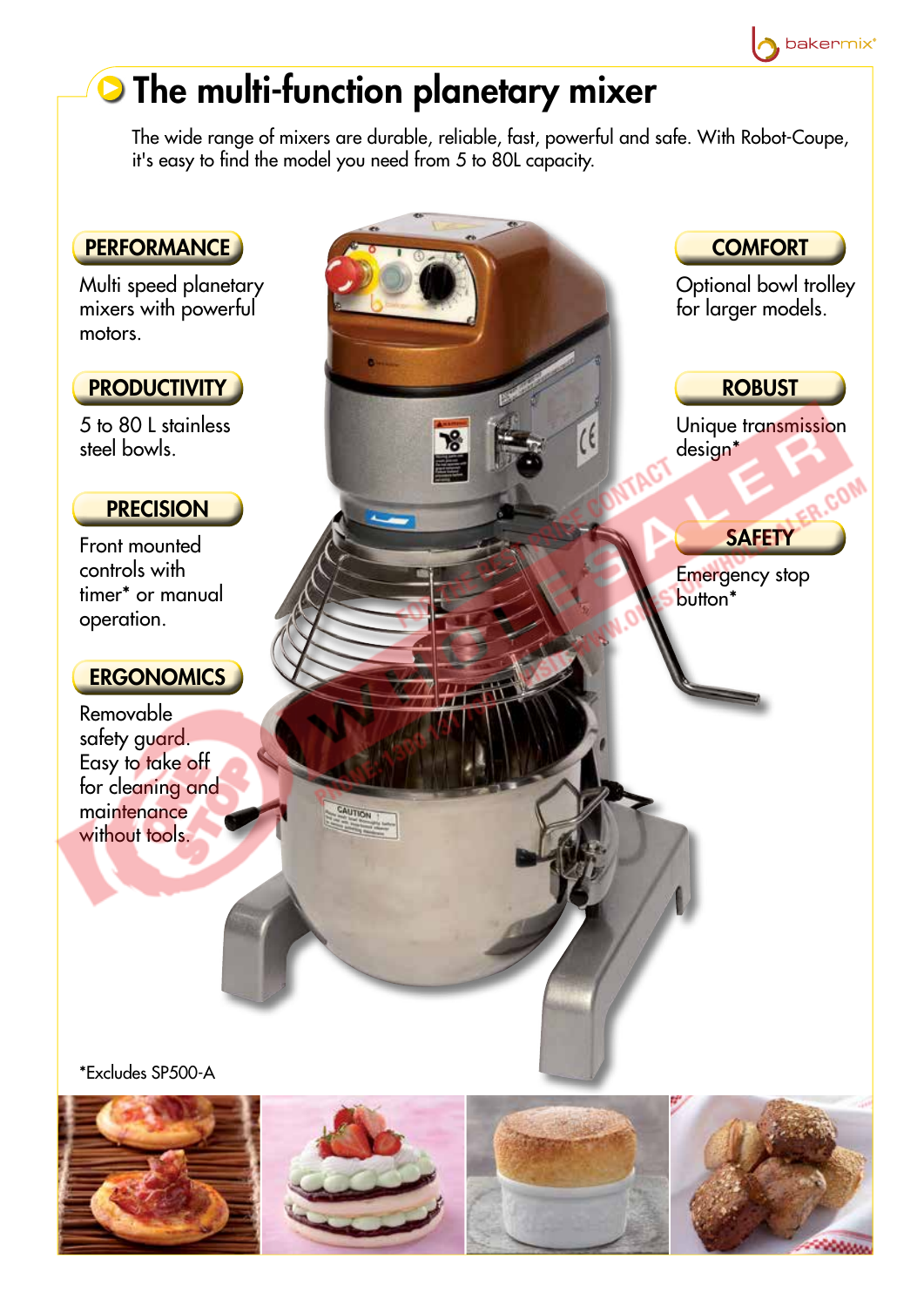# The multi-function planetary mixer

The wide range of mixers are durable, reliable, fast, powerful and safe. With Robot-Coupe, it's easy to find the model you need from 5 to 80L capacity.

## PERFORMANCE

Multi speed planetary mixers with powerful motors.

## PRODUCTIVITY

5 to 80 L stainless steel bowls.

## PRECISION

Front mounted controls with timer* or manual operation.

## ERGONOMICS

Removable safety guard. Easy to take off for cleaning and maintenance without tools.

## COMFORT

Optional bowl trolley for larger models.

## ROBUST

Unique transmission design*

## SAFETY

Emergency stop button*

*Excludes SP500-A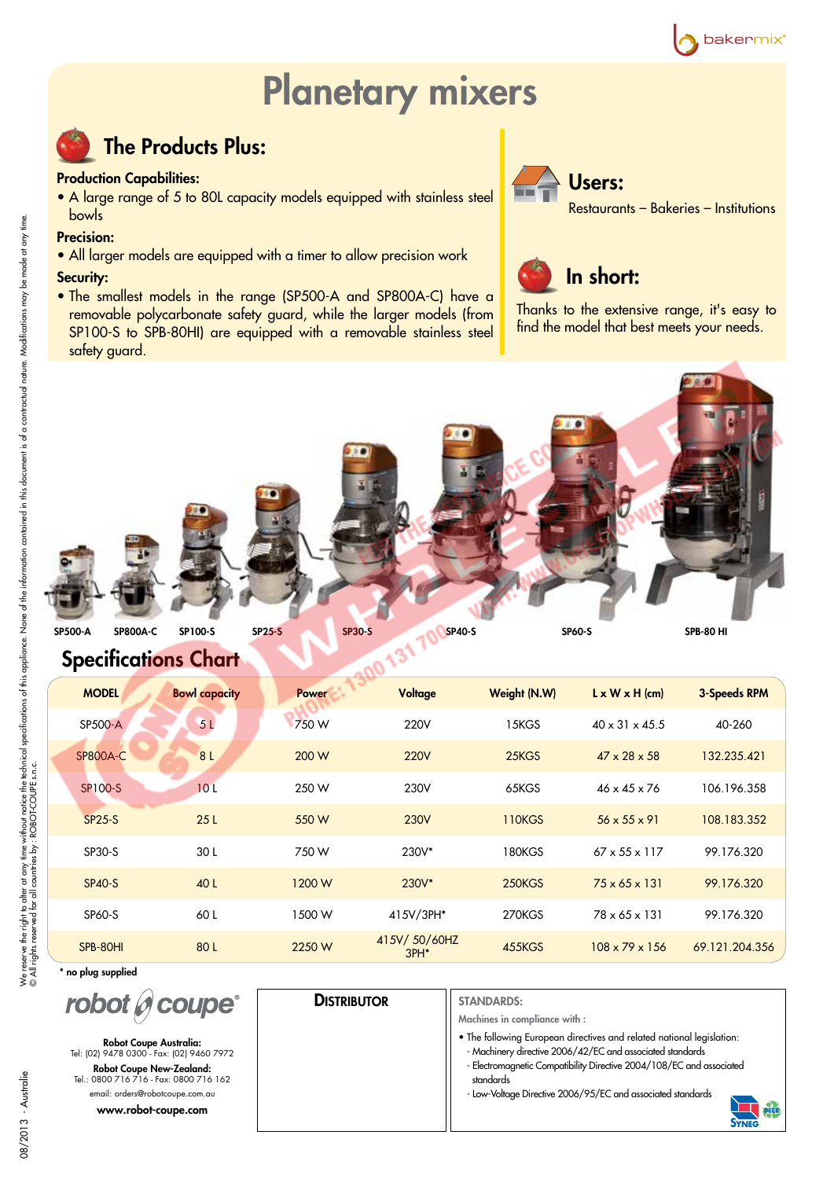# Planetary mixers

## The Products Plus:

**Production Capabilities:**

- A large range of 5 to 80L capacity models equipped with stainless steel bowls

**Precision:**

- All larger models are equipped with a timer to allow precision work

**Security:**

- The smallest models in the range (SP500-A and SP800A-C) have a removable polycarbonate safety guard, while the larger models (from SP100-S to SPB-80HI) are equipped with a removable stainless steel safety guard.

## Users:

Restaurants – Bakeries – Institutions

## In short:

Thanks to the extensive range, it's easy to find the model that best meets your needs.

SP500-A SP800A-C SP100-S SP25-S SP30-S SP40-S SP60-S SPB-80 HI

## Specifications Chart

| MODEL | Bowl capacity | Power | Voltage | Weight (N.W) | L x W x H (cm) | 3-Speeds RPM |
|---|---|---|---|---|---|---|
| SP500-A | 5 L | 750 W | 220V | 15KGS | 40 x 31 x 45.5 | 40-260 |
| SP800A-C | 8 L | 200 W | 220V | 25KGS | 47 x 28 x 58 | 132.235.421 |
| SP100-S | 10 L | 250 W | 230V | 65KGS | 46 x 45 x 76 | 106.196.358 |
| SP25-S | 25 L | 550 W | 230V | 110KGS | 56 x 55 x 91 | 108.183.352 |
| SP30-S | 30 L | 750 W | 230V* | 180KGS | 67 x 55 x 117 | 99.176.320 |
| SP40-S | 40 L | 1200 W | 230V* | 250KGS | 75 x 65 x 131 | 99.176.320 |
| SP60-S | 60 L | 1500 W | 415V/3PH* | 270KGS | 78 x 65 x 131 | 99.176.320 |
| SPB-80HI | 80 L | 2250 W | 415V/ 50/60HZ 3PH* | 455KGS | 108 x 79 x 156 | 69.121.204.356 |

\* no plug supplied

**Robot Coupe Australia:**
Tel: (02) 9478 0300 - Fax: (02) 9460 7972

**Robot Coupe New-Zealand:**
Tel.: 0800 716 716 - Fax: 0800 716 162

email: orders@robotcoupe.com.au

**www.robot-coupe.com**

**DISTRIBUTOR**

**STANDARDS:**

Machines in compliance with :

- The following European directives and related national legislation:
  - Machinery directive 2006/42/EC and associated standards
  - Electromagnetic Compatibility Directive 2004/108/EC and associated standards
  - Low-Voltage Directive 2006/95/EC and associated standards

We reserve the right to alter at any time without notice the technical specifications of this appliance. None of the information contained in this document is of a contractual nature. Modifications may be made at any time. © All rights reserved for all countries by : ROBOT-COUPE s.n.c.

08/2013 - Australie